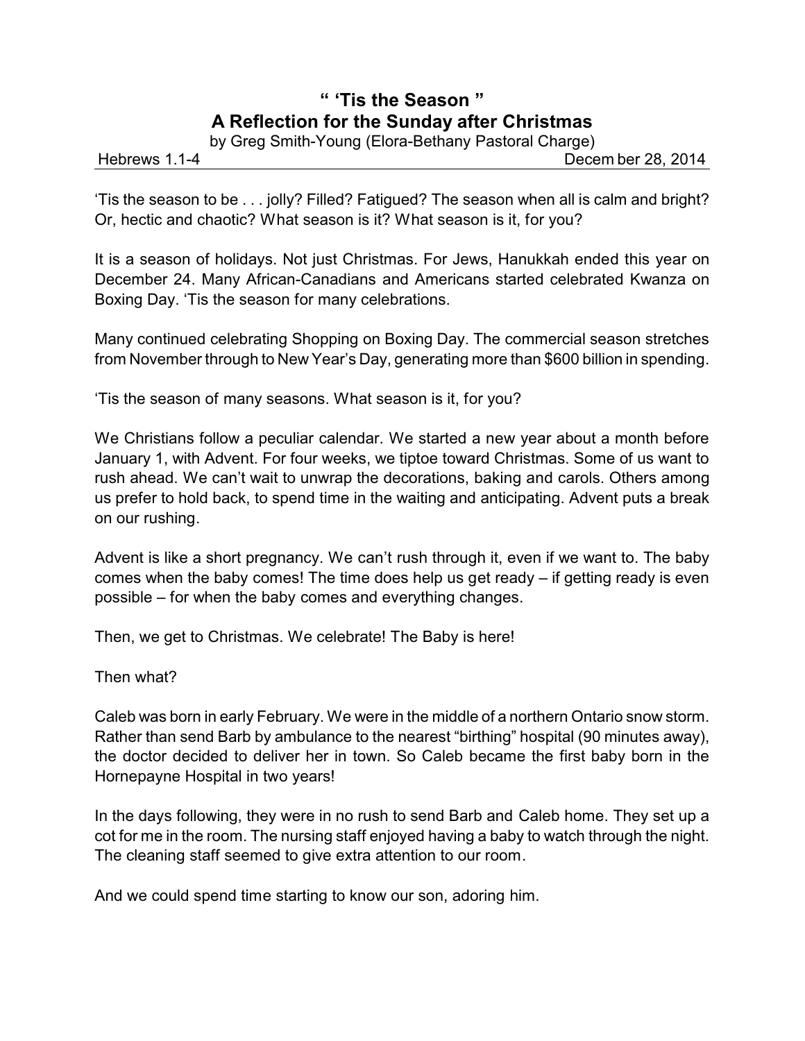# " 'Tis the Season "
# A Reflection for the Sunday after Christmas

by Greg Smith-Young (Elora-Bethany Pastoral Charge)

Hebrews 1.1-4 December 28, 2014

'Tis the season to be . . . jolly? Filled? Fatigued? The season when all is calm and bright? Or, hectic and chaotic? What season is it? What season is it, for you?

It is a season of holidays. Not just Christmas. For Jews, Hanukkah ended this year on December 24. Many African-Canadians and Americans started celebrated Kwanza on Boxing Day. 'Tis the season for many celebrations.

Many continued celebrating Shopping on Boxing Day. The commercial season stretches from November through to New Year's Day, generating more than $600 billion in spending.

'Tis the season of many seasons. What season is it, for you?

We Christians follow a peculiar calendar. We started a new year about a month before January 1, with Advent. For four weeks, we tiptoe toward Christmas. Some of us want to rush ahead. We can't wait to unwrap the decorations, baking and carols. Others among us prefer to hold back, to spend time in the waiting and anticipating. Advent puts a break on our rushing.

Advent is like a short pregnancy. We can't rush through it, even if we want to. The baby comes when the baby comes! The time does help us get ready – if getting ready is even possible – for when the baby comes and everything changes.

Then, we get to Christmas. We celebrate! The Baby is here!

Then what?

Caleb was born in early February. We were in the middle of a northern Ontario snow storm. Rather than send Barb by ambulance to the nearest "birthing" hospital (90 minutes away), the doctor decided to deliver her in town. So Caleb became the first baby born in the Hornepayne Hospital in two years!

In the days following, they were in no rush to send Barb and Caleb home. They set up a cot for me in the room. The nursing staff enjoyed having a baby to watch through the night. The cleaning staff seemed to give extra attention to our room.

And we could spend time starting to know our son, adoring him.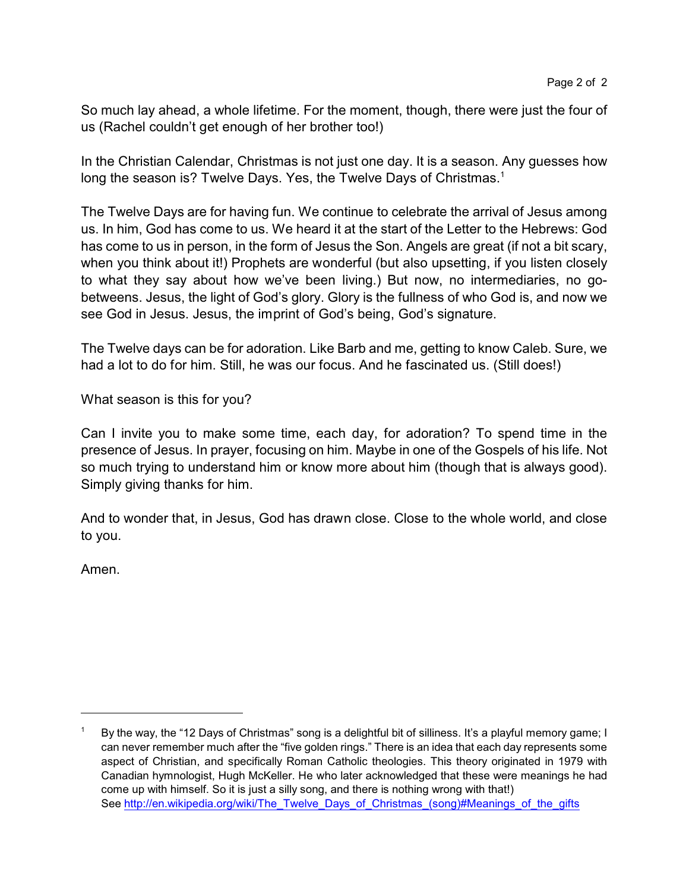So much lay ahead, a whole lifetime. For the moment, though, there were just the four of us (Rachel couldn't get enough of her brother too!)

In the Christian Calendar, Christmas is not just one day. It is a season. Any guesses how long the season is? Twelve Days. Yes, the Twelve Days of Christmas.[1]

The Twelve Days are for having fun. We continue to celebrate the arrival of Jesus among us. In him, God has come to us. We heard it at the start of the Letter to the Hebrews: God has come to us in person, in the form of Jesus the Son. Angels are great (if not a bit scary, when you think about it!) Prophets are wonderful (but also upsetting, if you listen closely to what they say about how we've been living.) But now, no intermediaries, no go-betweens. Jesus, the light of God's glory. Glory is the fullness of who God is, and now we see God in Jesus. Jesus, the imprint of God's being, God's signature.

The Twelve days can be for adoration. Like Barb and me, getting to know Caleb. Sure, we had a lot to do for him. Still, he was our focus. And he fascinated us. (Still does!)

What season is this for you?

Can I invite you to make some time, each day, for adoration? To spend time in the presence of Jesus. In prayer, focusing on him. Maybe in one of the Gospels of his life. Not so much trying to understand him or know more about him (though that is always good). Simply giving thanks for him.

And to wonder that, in Jesus, God has drawn close. Close to the whole world, and close to you.

Amen.

---

[1] By the way, the "12 Days of Christmas" song is a delightful bit of silliness. It's a playful memory game; I can never remember much after the "five golden rings." There is an idea that each day represents some aspect of Christian, and specifically Roman Catholic theologies. This theory originated in 1979 with Canadian hymnologist, Hugh McKeller. He who later acknowledged that these were meanings he had come up with himself. So it is just a silly song, and there is nothing wrong with that!) See http://en.wikipedia.org/wiki/The_Twelve_Days_of_Christmas_(song)#Meanings_of_the_gifts